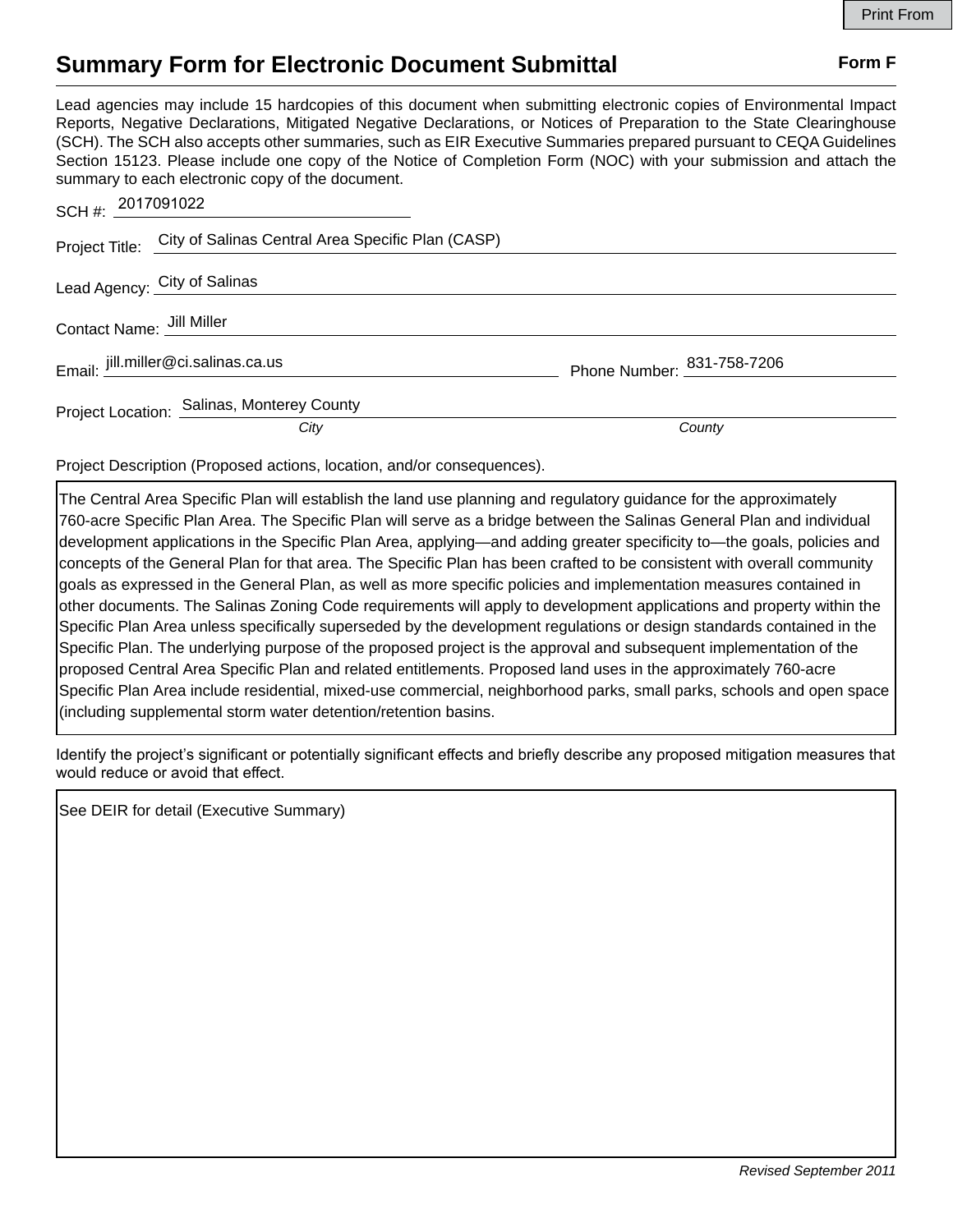# Summary Form for Electronic Document Submittal

**Form F**

Lead agencies may include 15 hardcopies of this document when submitting electronic copies of Environmental Impact Reports, Negative Declarations, Mitigated Negative Declarations, or Notices of Preparation to the State Clearinghouse (SCH). The SCH also accepts other summaries, such as EIR Executive Summaries prepared pursuant to CEQA Guidelines Section 15123. Please include one copy of the Notice of Completion Form (NOC) with your submission and attach the summary to each electronic copy of the document.

SCH #: 2017091022

Project Title: City of Salinas Central Area Specific Plan (CASP)

Lead Agency: City of Salinas

Contact Name: Jill Miller

Email: jill.miller@ci.salinas.ca.us

Phone Number: 831-758-7206

Project Location: Salinas, Monterey County

*City* *County*

Project Description (Proposed actions, location, and/or consequences).

The Central Area Specific Plan will establish the land use planning and regulatory guidance for the approximately 760-acre Specific Plan Area. The Specific Plan will serve as a bridge between the Salinas General Plan and individual development applications in the Specific Plan Area, applying—and adding greater specificity to—the goals, policies and concepts of the General Plan for that area. The Specific Plan has been crafted to be consistent with overall community goals as expressed in the General Plan, as well as more specific policies and implementation measures contained in other documents. The Salinas Zoning Code requirements will apply to development applications and property within the Specific Plan Area unless specifically superseded by the development regulations or design standards contained in the Specific Plan. The underlying purpose of the proposed project is the approval and subsequent implementation of the proposed Central Area Specific Plan and related entitlements. Proposed land uses in the approximately 760-acre Specific Plan Area include residential, mixed-use commercial, neighborhood parks, small parks, schools and open space (including supplemental storm water detention/retention basins.

Identify the project's significant or potentially significant effects and briefly describe any proposed mitigation measures that would reduce or avoid that effect.

See DEIR for detail (Executive Summary)

*Revised September 2011*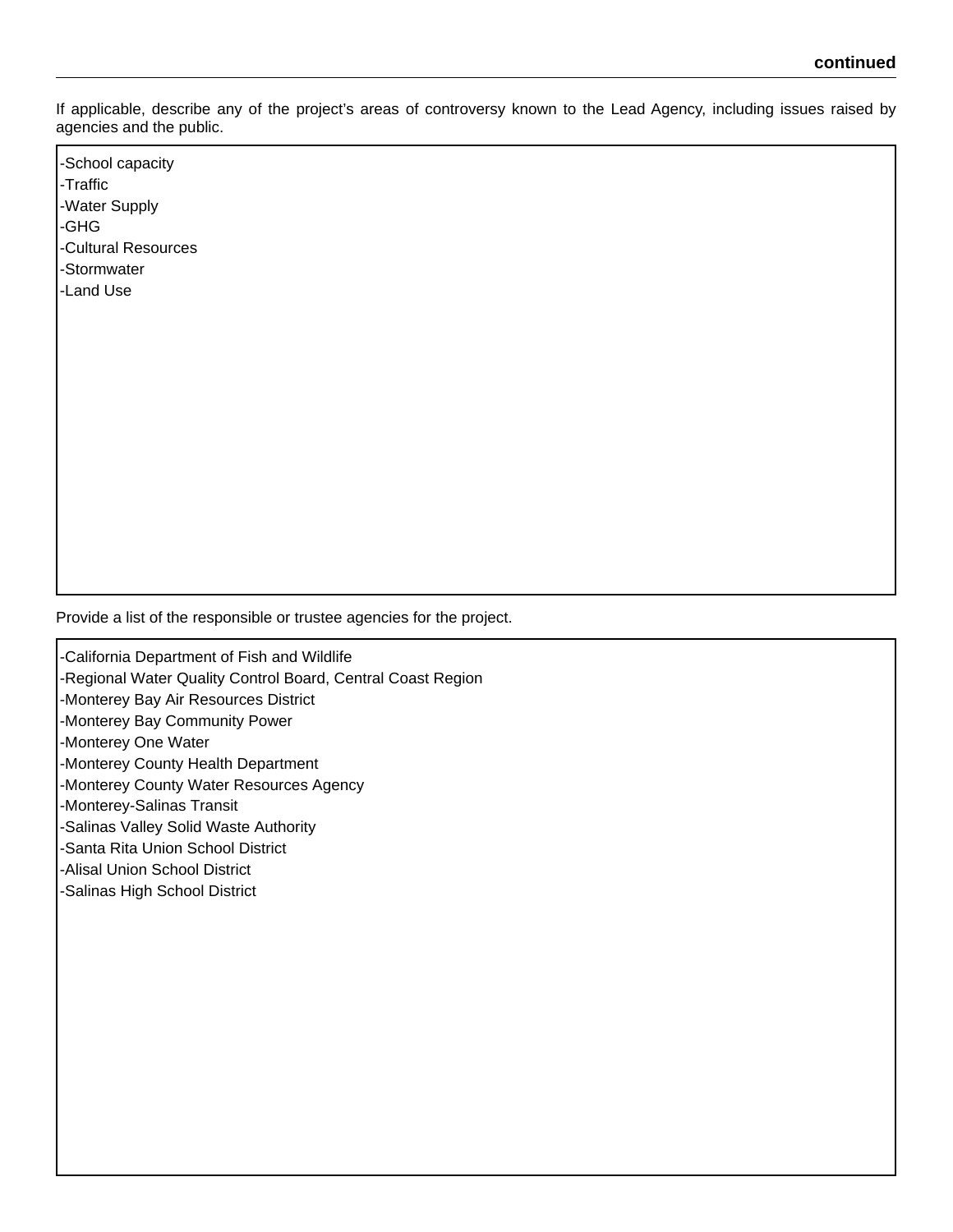**continued**

If applicable, describe any of the project's areas of controversy known to the Lead Agency, including issues raised by agencies and the public.

-School capacity
-Traffic
-Water Supply
-GHG
-Cultural Resources
-Stormwater
-Land Use

Provide a list of the responsible or trustee agencies for the project.

-California Department of Fish and Wildlife
-Regional Water Quality Control Board, Central Coast Region
-Monterey Bay Air Resources District
-Monterey Bay Community Power
-Monterey One Water
-Monterey County Health Department
-Monterey County Water Resources Agency
-Monterey-Salinas Transit
-Salinas Valley Solid Waste Authority
-Santa Rita Union School District
-Alisal Union School District
-Salinas High School District